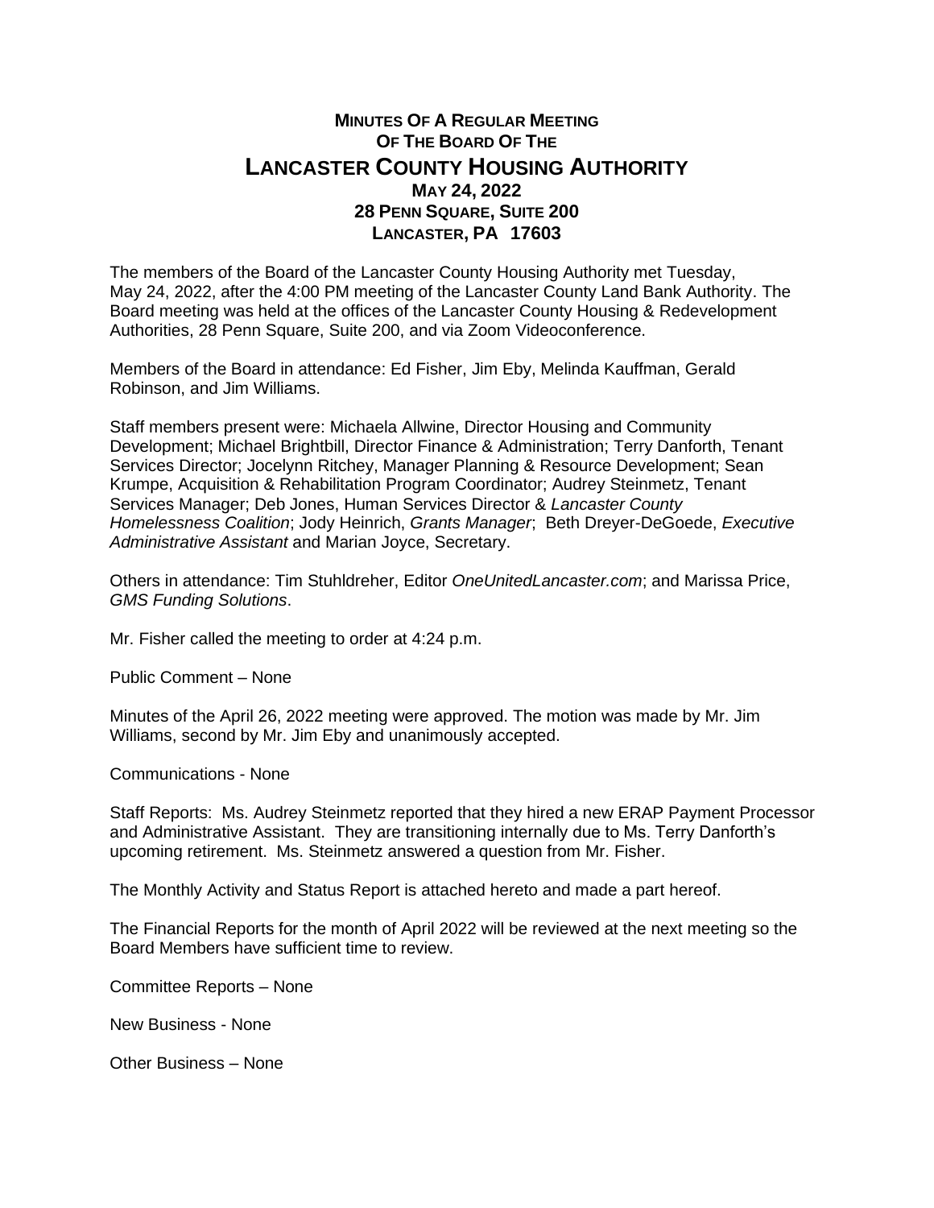# MINUTES OF A REGULAR MEETING OF THE BOARD OF THE LANCASTER COUNTY HOUSING AUTHORITY

**MAY 24, 2022**
**28 PENN SQUARE, SUITE 200**
**LANCASTER, PA 17603**

The members of the Board of the Lancaster County Housing Authority met Tuesday, May 24, 2022, after the 4:00 PM meeting of the Lancaster County Land Bank Authority. The Board meeting was held at the offices of the Lancaster County Housing & Redevelopment Authorities, 28 Penn Square, Suite 200, and via Zoom Videoconference.

Members of the Board in attendance: Ed Fisher, Jim Eby, Melinda Kauffman, Gerald Robinson, and Jim Williams.

Staff members present were: Michaela Allwine, Director Housing and Community Development; Michael Brightbill, Director Finance & Administration; Terry Danforth, Tenant Services Director; Jocelynn Ritchey, Manager Planning & Resource Development; Sean Krumpe, Acquisition & Rehabilitation Program Coordinator; Audrey Steinmetz, Tenant Services Manager; Deb Jones, Human Services Director & *Lancaster County Homelessness Coalition*; Jody Heinrich, *Grants Manager*; Beth Dreyer-DeGoede, *Executive Administrative Assistant* and Marian Joyce, Secretary.

Others in attendance: Tim Stuhldreher, Editor *OneUnitedLancaster.com*; and Marissa Price, *GMS Funding Solutions*.

Mr. Fisher called the meeting to order at 4:24 p.m.

Public Comment – None

Minutes of the April 26, 2022 meeting were approved. The motion was made by Mr. Jim Williams, second by Mr. Jim Eby and unanimously accepted.

Communications - None

Staff Reports: Ms. Audrey Steinmetz reported that they hired a new ERAP Payment Processor and Administrative Assistant. They are transitioning internally due to Ms. Terry Danforth's upcoming retirement. Ms. Steinmetz answered a question from Mr. Fisher.

The Monthly Activity and Status Report is attached hereto and made a part hereof.

The Financial Reports for the month of April 2022 will be reviewed at the next meeting so the Board Members have sufficient time to review.

Committee Reports – None

New Business - None

Other Business – None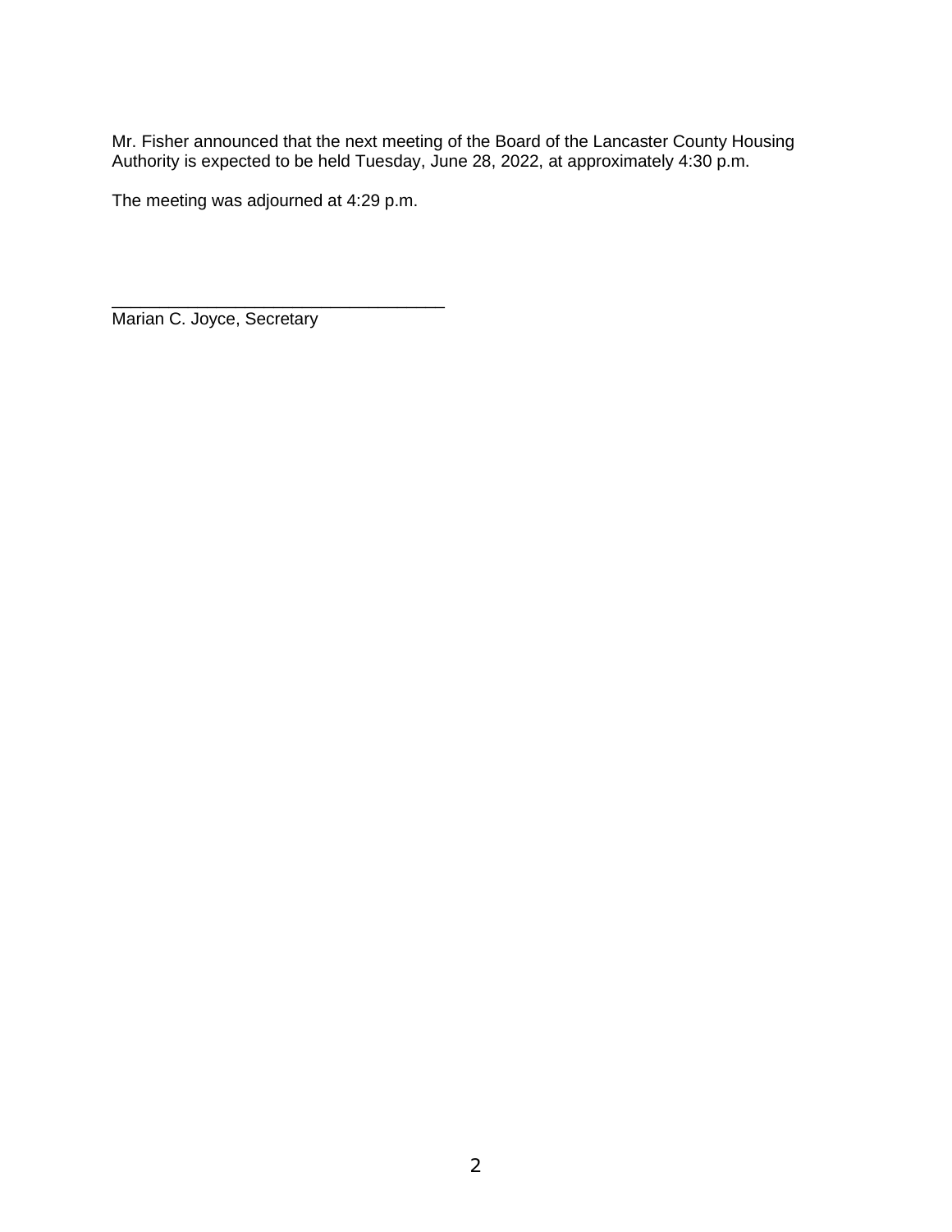Mr. Fisher announced that the next meeting of the Board of the Lancaster County Housing Authority is expected to be held Tuesday, June 28, 2022, at approximately 4:30 p.m.

The meeting was adjourned at 4:29 p.m.

\_\_\_\_\_\_\_\_\_\_\_\_\_\_\_\_\_\_\_\_\_\_\_\_\_\_\_\_\_\_\_\_\_\_\_\_

Marian C. Joyce, Secretary